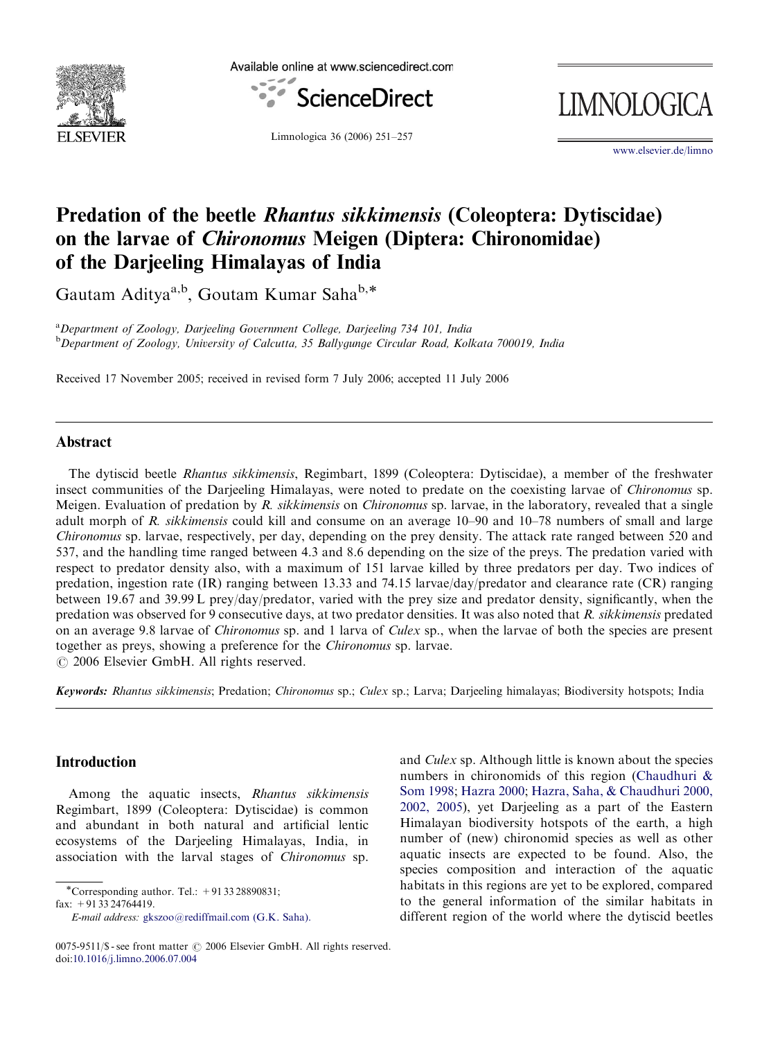# Predation of the beetle *Rhantus sikkimensis* (Coleoptera: Dytiscidae) on the larvae of *Chironomus* Meigen (Diptera: Chironomidae) of the Darjeeling Himalayas of India

Gautam Aditya[a,b], Goutam Kumar Saha[b,*]

[a]Department of Zoology, Darjeeling Government College, Darjeeling 734 101, India
[b]Department of Zoology, University of Calcutta, 35 Ballygunge Circular Road, Kolkata 700019, India

Received 17 November 2005; received in revised form 7 July 2006; accepted 11 July 2006

## Abstract

The dytiscid beetle *Rhantus sikkimensis*, Regimbart, 1899 (Coleoptera: Dytiscidae), a member of the freshwater insect communities of the Darjeeling Himalayas, were noted to predate on the coexisting larvae of *Chironomus* sp. Meigen. Evaluation of predation by *R. sikkimensis* on *Chironomus* sp. larvae, in the laboratory, revealed that a single adult morph of *R. sikkimensis* could kill and consume on an average 10–90 and 10–78 numbers of small and large *Chironomus* sp. larvae, respectively, per day, depending on the prey density. The attack rate ranged between 520 and 537, and the handling time ranged between 4.3 and 8.6 depending on the size of the preys. The predation varied with respect to predator density also, with a maximum of 151 larvae killed by three predators per day. Two indices of predation, ingestion rate (IR) ranging between 13.33 and 74.15 larvae/day/predator and clearance rate (CR) ranging between 19.67 and 39.99 L prey/day/predator, varied with the prey size and predator density, significantly, when the predation was observed for 9 consecutive days, at two predator densities. It was also noted that *R. sikkimensis* predated on an average 9.8 larvae of *Chironomus* sp. and 1 larva of *Culex* sp., when the larvae of both the species are present together as preys, showing a preference for the *Chironomus* sp. larvae.

© 2006 Elsevier GmbH. All rights reserved.

**Keywords:** *Rhantus sikkimensis*; Predation; *Chironomus* sp.; *Culex* sp.; Larva; Darjeeling himalayas; Biodiversity hotspots; India

## Introduction

Among the aquatic insects, *Rhantus sikkimensis* Regimbart, 1899 (Coleoptera: Dytiscidae) is common and abundant in both natural and artificial lentic ecosystems of the Darjeeling Himalayas, India, in association with the larval stages of *Chironomus* sp. and *Culex* sp. Although little is known about the species numbers in chironomids of this region (Chaudhuri & Som 1998; Hazra 2000; Hazra, Saha, & Chaudhuri 2000, 2002, 2005), yet Darjeeling as a part of the Eastern Himalayan biodiversity hotspots of the earth, a high number of (new) chironomid species as well as other aquatic insects are expected to be found. Also, the species composition and interaction of the aquatic habitats in this regions are yet to be explored, compared to the general information of the similar habitats in different region of the world where the dytiscid beetles

*Corresponding author. Tel.: +91 33 28890831; fax: +91 33 24764419.
*E-mail address:* gkszoo@rediffmail.com (G.K. Saha).

0075-9511/$ - see front matter © 2006 Elsevier GmbH. All rights reserved.
doi:10.1016/j.limno.2006.07.004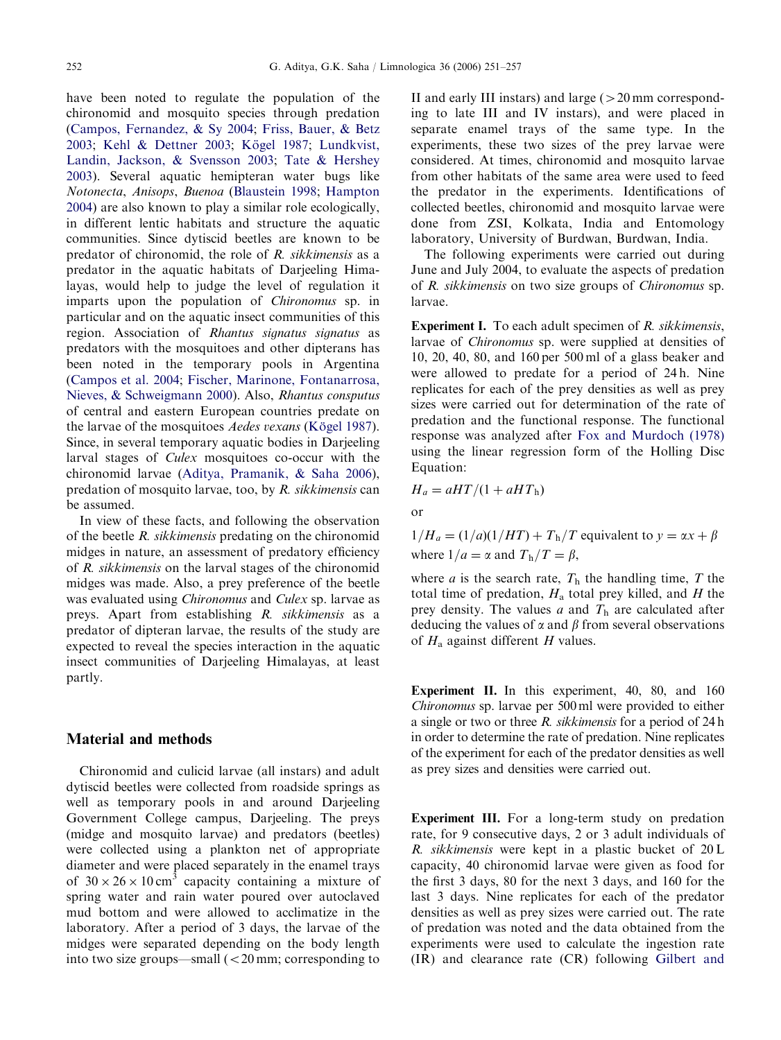have been noted to regulate the population of the chironomid and mosquito species through predation (Campos, Fernandez, & Sy 2004; Friss, Bauer, & Betz 2003; Kehl & Dettner 2003; Kögel 1987; Lundkvist, Landin, Jackson, & Svensson 2003; Tate & Hershey 2003). Several aquatic hemipteran water bugs like *Notonecta*, *Anisops*, *Buenoa* (Blaustein 1998; Hampton 2004) are also known to play a similar role ecologically, in different lentic habitats and structure the aquatic communities. Since dytiscid beetles are known to be predator of chironomid, the role of *R. sikkimensis* as a predator in the aquatic habitats of Darjeeling Himalayas, would help to judge the level of regulation it imparts upon the population of *Chironomus* sp. in particular and on the aquatic insect communities of this region. Association of *Rhantus signatus signatus* as predators with the mosquitoes and other dipterans has been noted in the temporary pools in Argentina (Campos et al. 2004; Fischer, Marinone, Fontanarrosa, Nieves, & Schweigmann 2000). Also, *Rhantus consputus* of central and eastern European countries predate on the larvae of the mosquitoes *Aedes vexans* (Kögel 1987). Since, in several temporary aquatic bodies in Darjeeling larval stages of *Culex* mosquitoes co-occur with the chironomid larvae (Aditya, Pramanik, & Saha 2006), predation of mosquito larvae, too, by *R. sikkimensis* can be assumed.

In view of these facts, and following the observation of the beetle *R. sikkimensis* predating on the chironomid midges in nature, an assessment of predatory efficiency of *R. sikkimensis* on the larval stages of the chironomid midges was made. Also, a prey preference of the beetle was evaluated using *Chironomus* and *Culex* sp. larvae as preys. Apart from establishing *R. sikkimensis* as a predator of dipteran larvae, the results of the study are expected to reveal the species interaction in the aquatic insect communities of Darjeeling Himalayas, at least partly.

## Material and methods

Chironomid and culicid larvae (all instars) and adult dytiscid beetles were collected from roadside springs as well as temporary pools in and around Darjeeling Government College campus, Darjeeling. The preys (midge and mosquito larvae) and predators (beetles) were collected using a plankton net of appropriate diameter and were placed separately in the enamel trays of $30 \times 26 \times 10\,\text{cm}^3$ capacity containing a mixture of spring water and rain water poured over autoclaved mud bottom and were allowed to acclimatize in the laboratory. After a period of 3 days, the larvae of the midges were separated depending on the body length into two size groups—small ($<20$ mm; corresponding to II and early III instars) and large ($>20$ mm corresponding to late III and IV instars), and were placed in separate enamel trays of the same type. In the experiments, these two sizes of the prey larvae were considered. At times, chironomid and mosquito larvae from other habitats of the same area were used to feed the predator in the experiments. Identifications of collected beetles, chironomid and mosquito larvae were done from ZSI, Kolkata, India and Entomology laboratory, University of Burdwan, Burdwan, India.

The following experiments were carried out during June and July 2004, to evaluate the aspects of predation of *R. sikkimensis* on two size groups of *Chironomus* sp. larvae.

**Experiment I.** To each adult specimen of *R. sikkimensis*, larvae of *Chironomus* sp. were supplied at densities of 10, 20, 40, 80, and 160 per 500 ml of a glass beaker and were allowed to predate for a period of 24 h. Nine replicates for each of the prey densities as well as prey sizes were carried out for determination of the rate of predation and the functional response. The functional response was analyzed after Fox and Murdoch (1978) using the linear regression form of the Holling Disc Equation:

$$H_a = aHT/(1 + aHT_{\text{h}})$$

or

$$1/H_a = (1/a)(1/HT) + T_{\text{h}}/T \text{ equivalent to } y = \alpha x + \beta$$

where $1/a = \alpha$ and $T_{\text{h}}/T = \beta$,

where $a$ is the search rate, $T_{\text{h}}$ the handling time, $T$ the total time of predation, $H_{\text{a}}$ total prey killed, and $H$ the prey density. The values $a$ and $T_{\text{h}}$ are calculated after deducing the values of $\alpha$ and $\beta$ from several observations of $H_{\text{a}}$ against different $H$ values.

**Experiment II.** In this experiment, 40, 80, and 160 *Chironomus* sp. larvae per 500 ml were provided to either a single or two or three *R. sikkimensis* for a period of 24 h in order to determine the rate of predation. Nine replicates of the experiment for each of the predator densities as well as prey sizes and densities were carried out.

**Experiment III.** For a long-term study on predation rate, for 9 consecutive days, 2 or 3 adult individuals of *R. sikkimensis* were kept in a plastic bucket of 20 L capacity, 40 chironomid larvae were given as food for the first 3 days, 80 for the next 3 days, and 160 for the last 3 days. Nine replicates for each of the predator densities as well as prey sizes were carried out. The rate of predation was noted and the data obtained from the experiments were used to calculate the ingestion rate (IR) and clearance rate (CR) following Gilbert and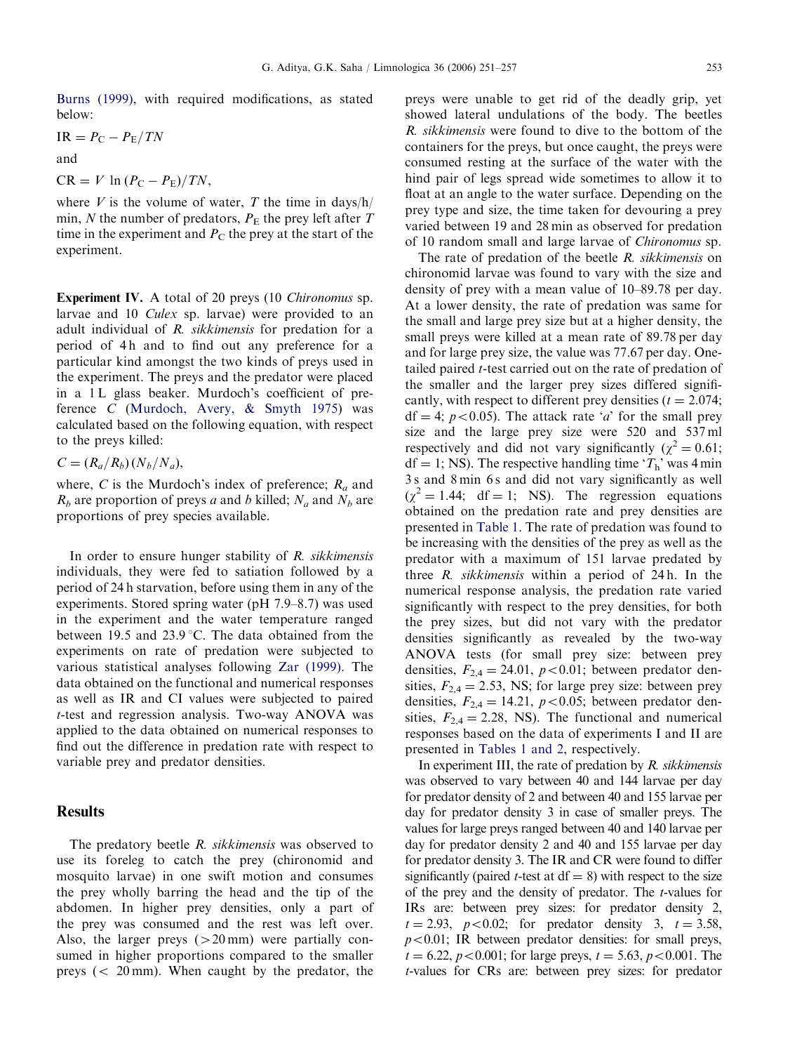Burns (1999), with required modifications, as stated below:

$$\text{IR} = P_C - P_E/TN$$

and

$$\text{CR} = V \ln(P_C - P_E)/TN,$$

where $V$ is the volume of water, $T$ the time in days/h/min, $N$ the number of predators, $P_E$ the prey left after $T$ time in the experiment and $P_C$ the prey at the start of the experiment.

**Experiment IV.** A total of 20 preys (10 *Chironomus* sp. larvae and 10 *Culex* sp. larvae) were provided to an adult individual of *R. sikkimensis* for predation for a period of 4 h and to find out any preference for a particular kind amongst the two kinds of preys used in the experiment. The preys and the predator were placed in a 1 L glass beaker. Murdoch's coefficient of preference $C$ (Murdoch, Avery, & Smyth 1975) was calculated based on the following equation, with respect to the preys killed:

$$C = (R_a/R_b)(N_b/N_a),$$

where, $C$ is the Murdoch's index of preference; $R_a$ and $R_b$ are proportion of preys $a$ and $b$ killed; $N_a$ and $N_b$ are proportions of prey species available.

In order to ensure hunger stability of *R. sikkimensis* individuals, they were fed to satiation followed by a period of 24 h starvation, before using them in any of the experiments. Stored spring water (pH 7.9–8.7) was used in the experiment and the water temperature ranged between 19.5 and 23.9 °C. The data obtained from the experiments on rate of predation were subjected to various statistical analyses following Zar (1999). The data obtained on the functional and numerical responses as well as IR and CI values were subjected to paired $t$-test and regression analysis. Two-way ANOVA was applied to the data obtained on numerical responses to find out the difference in predation rate with respect to variable prey and predator densities.

## Results

The predatory beetle *R. sikkimensis* was observed to use its foreleg to catch the prey (chironomid and mosquito larvae) in one swift motion and consumes the prey wholly barring the head and the tip of the abdomen. In higher prey densities, only a part of the prey was consumed and the rest was left over. Also, the larger preys (>20 mm) were partially consumed in higher proportions compared to the smaller preys (< 20 mm). When caught by the predator, the preys were unable to get rid of the deadly grip, yet showed lateral undulations of the body. The beetles *R. sikkimensis* were found to dive to the bottom of the containers for the preys, but once caught, the preys were consumed resting at the surface of the water with the hind pair of legs spread wide sometimes to allow it to float at an angle to the water surface. Depending on the prey type and size, the time taken for devouring a prey varied between 19 and 28 min as observed for predation of 10 random small and large larvae of *Chironomus* sp.

The rate of predation of the beetle *R. sikkimensis* on chironomid larvae was found to vary with the size and density of prey with a mean value of 10–89.78 per day. At a lower density, the rate of predation was same for the small and large prey size but at a higher density, the small preys were killed at a mean rate of 89.78 per day and for large prey size, the value was 77.67 per day. One-tailed paired $t$-test carried out on the rate of predation of the smaller and the larger prey sizes differed significantly, with respect to different prey densities ($t = 2.074$; df = 4; $p < 0.05$). The attack rate '$a$' for the small prey size and the large prey size were 520 and 537 ml respectively and did not vary significantly ($\chi^2 = 0.61$; df = 1; NS). The respective handling time '$T_h$' was 4 min 3 s and 8 min 6 s and did not vary significantly as well ($\chi^2 = 1.44$; df = 1; NS). The regression equations obtained on the predation rate and prey densities are presented in Table 1. The rate of predation was found to be increasing with the densities of the prey as well as the predator with a maximum of 151 larvae predated by three *R. sikkimensis* within a period of 24 h. In the numerical response analysis, the predation rate varied significantly with respect to the prey densities, for both the prey sizes, but did not vary with the predator densities significantly as revealed by the two-way ANOVA tests (for small prey size: between prey densities, $F_{2,4} = 24.01$, $p < 0.01$; between predator densities, $F_{2,4} = 2.53$, NS; for large prey size: between prey densities, $F_{2,4} = 14.21$, $p < 0.05$; between predator densities, $F_{2,4} = 2.28$, NS). The functional and numerical responses based on the data of experiments I and II are presented in Tables 1 and 2, respectively.

In experiment III, the rate of predation by *R. sikkimensis* was observed to vary between 40 and 144 larvae per day for predator density of 2 and between 40 and 155 larvae per day for predator density 3 in case of smaller preys. The values for large preys ranged between 40 and 140 larvae per day for predator density 2 and 40 and 155 larvae per day for predator density 3. The IR and CR were found to differ significantly (paired $t$-test at df = 8) with respect to the size of the prey and the density of predator. The $t$-values for IRs are: between prey sizes: for predator density 2, $t = 2.93$, $p < 0.02$; for predator density 3, $t = 3.58$, $p < 0.01$; IR between predator densities: for small preys, $t = 6.22$, $p < 0.001$; for large preys, $t = 5.63$, $p < 0.001$. The $t$-values for CRs are: between prey sizes: for predator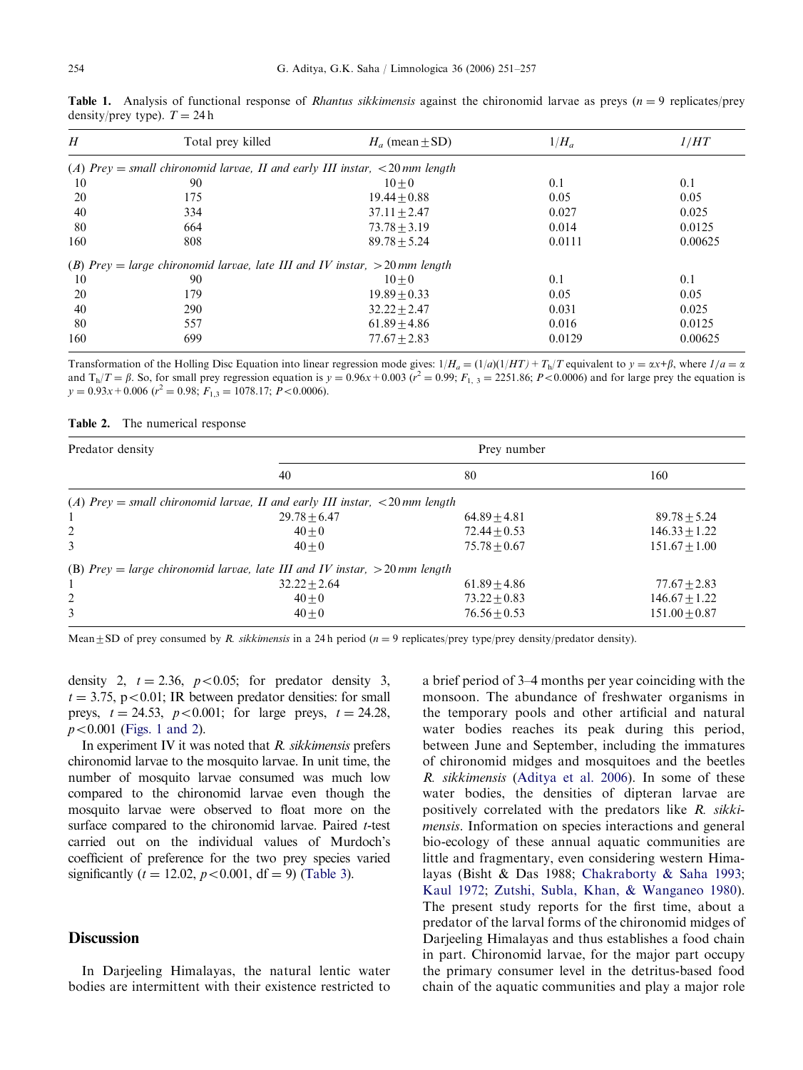**Table 1.** Analysis of functional response of *Rhantus sikkimensis* against the chironomid larvae as preys ($n = 9$ replicates/prey density/prey type). $T = 24$ h

| $H$ | Total prey killed | $H_a$ (mean ± SD) | $1/H_a$ | $1/HT$ |
|---|---|---|---|---|
| *(A) Prey = small chironomid larvae, II and early III instar, <20 mm length* | | | | |
| 10 | 90 | 10 ± 0 | 0.1 | 0.1 |
| 20 | 175 | 19.44 ± 0.88 | 0.05 | 0.05 |
| 40 | 334 | 37.11 ± 2.47 | 0.027 | 0.025 |
| 80 | 664 | 73.78 ± 3.19 | 0.014 | 0.0125 |
| 160 | 808 | 89.78 ± 5.24 | 0.0111 | 0.00625 |
| *(B) Prey = large chironomid larvae, late III and IV instar, >20 mm length* | | | | |
| 10 | 90 | 10 ± 0 | 0.1 | 0.1 |
| 20 | 179 | 19.89 ± 0.33 | 0.05 | 0.05 |
| 40 | 290 | 32.22 ± 2.47 | 0.031 | 0.025 |
| 80 | 557 | 61.89 ± 4.86 | 0.016 | 0.0125 |
| 160 | 699 | 77.67 ± 2.83 | 0.0129 | 0.00625 |

Transformation of the Holling Disc Equation into linear regression mode gives: $1/H_a = (1/a)(1/HT) + T_h/T$ equivalent to $y = \alpha x + \beta$, where $1/a = \alpha$ and $T_h/T = \beta$. So, for small prey regression equation is $y = 0.96x + 0.003$ ($r^2 = 0.99$; $F_{1,3} = 2251.86$; $P < 0.0006$) and for large prey the equation is $y = 0.93x + 0.006$ ($r^2 = 0.98$; $F_{1,3} = 1078.17$; $P < 0.0006$).

**Table 2.** The numerical response

| Predator density | Prey number | | |
|---|---|---|---|
| | 40 | 80 | 160 |
| *(A) Prey = small chironomid larvae, II and early III instar, <20 mm length* | | | |
| 1 | 29.78 ± 6.47 | 64.89 ± 4.81 | 89.78 ± 5.24 |
| 2 | 40 ± 0 | 72.44 ± 0.53 | 146.33 ± 1.22 |
| 3 | 40 ± 0 | 75.78 ± 0.67 | 151.67 ± 1.00 |
| (B) *Prey = large chironomid larvae, late III and IV instar, >20 mm length* | | | |
| 1 | 32.22 ± 2.64 | 61.89 ± 4.86 | 77.67 ± 2.83 |
| 2 | 40 ± 0 | 73.22 ± 0.83 | 146.67 ± 1.22 |
| 3 | 40 ± 0 | 76.56 ± 0.53 | 151.00 ± 0.87 |

Mean ± SD of prey consumed by *R. sikkimensis* in a 24 h period ($n = 9$ replicates/prey type/prey density/predator density).

density 2, $t = 2.36$, $p < 0.05$; for predator density 3, $t = 3.75$, $p < 0.01$; IR between predator densities: for small preys, $t = 24.53$, $p < 0.001$; for large preys, $t = 24.28$, $p < 0.001$ (Figs. 1 and 2).

In experiment IV it was noted that *R. sikkimensis* prefers chironomid larvae to the mosquito larvae. In unit time, the number of mosquito larvae consumed was much low compared to the chironomid larvae even though the mosquito larvae were observed to float more on the surface compared to the chironomid larvae. Paired *t*-test carried out on the individual values of Murdoch's coefficient of preference for the two prey species varied significantly ($t = 12.02$, $p < 0.001$, df = 9) (Table 3).

## Discussion

In Darjeeling Himalayas, the natural lentic water bodies are intermittent with their existence restricted to a brief period of 3–4 months per year coinciding with the monsoon. The abundance of freshwater organisms in the temporary pools and other artificial and natural water bodies reaches its peak during this period, between June and September, including the immatures of chironomid midges and mosquitoes and the beetles *R. sikkimensis* (Aditya et al. 2006). In some of these water bodies, the densities of dipteran larvae are positively correlated with the predators like *R. sikkimensis*. Information on species interactions and general bio-ecology of these annual aquatic communities are little and fragmentary, even considering western Himalayas (Bisht & Das 1988; Chakraborty & Saha 1993; Kaul 1972; Zutshi, Subla, Khan, & Wanganeo 1980). The present study reports for the first time, about a predator of the larval forms of the chironomid midges of Darjeeling Himalayas and thus establishes a food chain in part. Chironomid larvae, for the major part occupy the primary consumer level in the detritus-based food chain of the aquatic communities and play a major role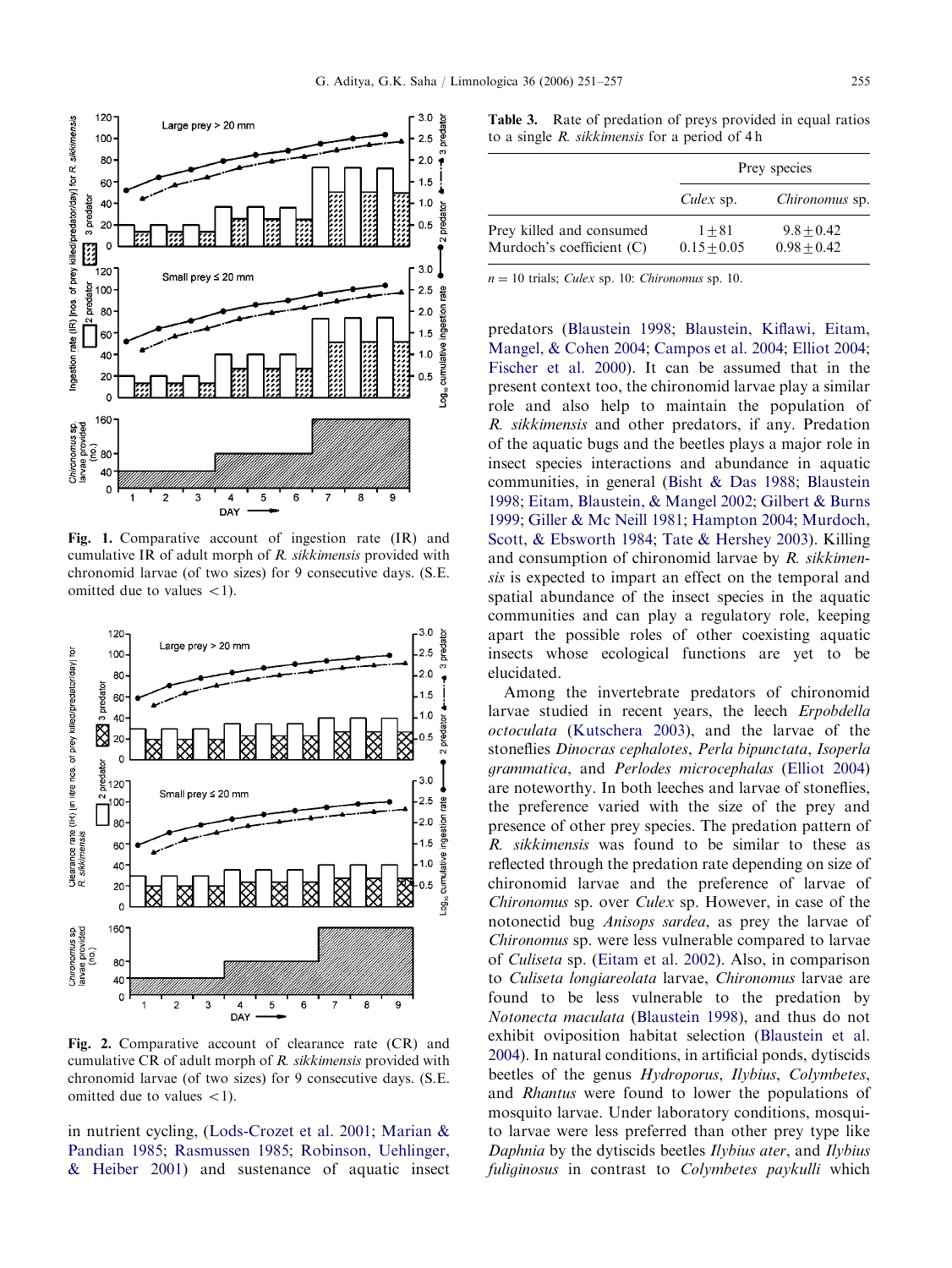Fig. 1. Comparative account of ingestion rate (IR) and cumulative IR of adult morph of *R. sikkimensis* provided with chronomid larvae (of two sizes) for 9 consecutive days. (S.E. omitted due to values <1).

Fig. 2. Comparative account of clearance rate (CR) and cumulative CR of adult morph of *R. sikkimensis* provided with chronomid larvae (of two sizes) for 9 consecutive days. (S.E. omitted due to values <1).

in nutrient cycling, (Lods-Crozet et al. 2001; Marian & Pandian 1985; Rasmussen 1985; Robinson, Uehlinger, & Heiber 2001) and sustenance of aquatic insect predators (Blaustein 1998; Blaustein, Kiflawi, Eitam, Mangel, & Cohen 2004; Campos et al. 2004; Elliot 2004; Fischer et al. 2000). It can be assumed that in the present context too, the chironomid larvae play a similar role and also help to maintain the population of *R. sikkimensis* and other predators, if any. Predation of the aquatic bugs and the beetles plays a major role in insect species interactions and abundance in aquatic communities, in general (Bisht & Das 1988; Blaustein 1998; Eitam, Blaustein, & Mangel 2002; Gilbert & Burns 1999; Giller & Mc Neill 1981; Hampton 2004; Murdoch, Scott, & Ebsworth 1984; Tate & Hershey 2003). Killing and consumption of chironomid larvae by *R. sikkimensis* is expected to impart an effect on the temporal and spatial abundance of the insect species in the aquatic communities and can play a regulatory role, keeping apart the possible roles of other coexisting aquatic insects whose ecological functions are yet to be elucidated.

Among the invertebrate predators of chironomid larvae studied in recent years, the leech *Erpobdella octoculata* (Kutschera 2003), and the larvae of the stoneflies *Dinocras cephalotes*, *Perla bipunctata*, *Isoperla grammatica*, and *Perlodes microcephalas* (Elliot 2004) are noteworthy. In both leeches and larvae of stoneflies, the preference varied with the size of the prey and presence of other prey species. The predation pattern of *R. sikkimensis* was found to be similar to these as reflected through the predation rate depending on size of chironomid larvae and the preference of larvae of *Chironomus* sp. over *Culex* sp. However, in case of the notonectid bug *Anisops sardea*, as prey the larvae of *Chironomus* sp. were less vulnerable compared to larvae of *Culiseta* sp. (Eitam et al. 2002). Also, in comparison to *Culiseta longiareolata* larvae, *Chironomus* larvae are found to be less vulnerable to the predation by *Notonecta maculata* (Blaustein 1998), and thus do not exhibit oviposition habitat selection (Blaustein et al. 2004). In natural conditions, in artificial ponds, dytiscids beetles of the genus *Hydroporus*, *Ilybius*, *Colymbetes*, and *Rhantus* were found to lower the populations of mosquito larvae. Under laboratory conditions, mosquito larvae were less preferred than other prey type like *Daphnia* by the dytiscids beetles *Ilybius ater*, and *Ilybius fuliginosus* in contrast to *Colymbetes paykulli* which

**Table 3.** Rate of predation of preys provided in equal ratios to a single *R. sikkimensis* for a period of 4 h

| | Prey species | |
|---|---|---|
| | *Culex* sp. | *Chironomus* sp. |
| Prey killed and consumed | $1 \pm 81$ | $9.8 \pm 0.42$ |
| Murdoch's coefficient (C) | $0.15 \pm 0.05$ | $0.98 \pm 0.42$ |

$n = 10$ trials; *Culex* sp. 10: *Chironomus* sp. 10.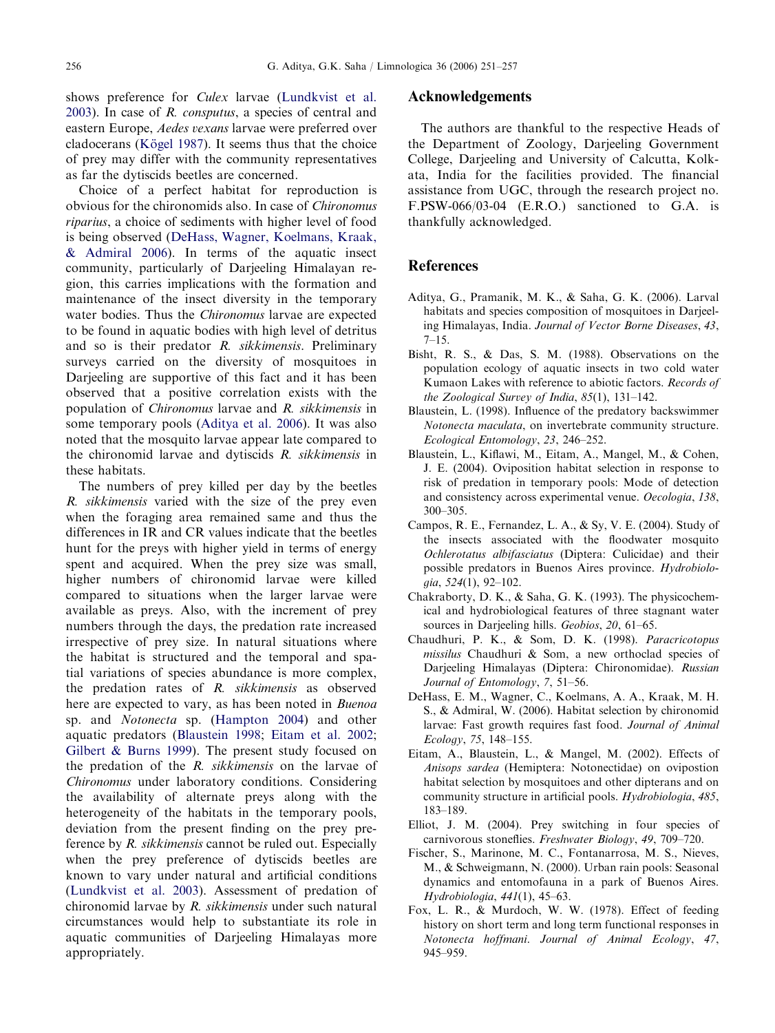shows preference for *Culex* larvae (Lundkvist et al. 2003). In case of *R. consputus*, a species of central and eastern Europe, *Aedes vexans* larvae were preferred over cladocerans (Kögel 1987). It seems thus that the choice of prey may differ with the community representatives as far the dytiscids beetles are concerned.

Choice of a perfect habitat for reproduction is obvious for the chironomids also. In case of *Chironomus riparius*, a choice of sediments with higher level of food is being observed (DeHass, Wagner, Koelmans, Kraak, & Admiral 2006). In terms of the aquatic insect community, particularly of Darjeeling Himalayan region, this carries implications with the formation and maintenance of the insect diversity in the temporary water bodies. Thus the *Chironomus* larvae are expected to be found in aquatic bodies with high level of detritus and so is their predator *R. sikkimensis*. Preliminary surveys carried on the diversity of mosquitoes in Darjeeling are supportive of this fact and it has been observed that a positive correlation exists with the population of *Chironomus* larvae and *R. sikkimensis* in some temporary pools (Aditya et al. 2006). It was also noted that the mosquito larvae appear late compared to the chironomid larvae and dytiscids *R. sikkimensis* in these habitats.

The numbers of prey killed per day by the beetles *R. sikkimensis* varied with the size of the prey even when the foraging area remained same and thus the differences in IR and CR values indicate that the beetles hunt for the preys with higher yield in terms of energy spent and acquired. When the prey size was small, higher numbers of chironomid larvae were killed compared to situations when the larger larvae were available as preys. Also, with the increment of prey numbers through the days, the predation rate increased irrespective of prey size. In natural situations where the habitat is structured and the temporal and spatial variations of species abundance is more complex, the predation rates of *R. sikkimensis* as observed here are expected to vary, as has been noted in *Buenoa* sp. and *Notonecta* sp. (Hampton 2004) and other aquatic predators (Blaustein 1998; Eitam et al. 2002; Gilbert & Burns 1999). The present study focused on the predation of the *R. sikkimensis* on the larvae of *Chironomus* under laboratory conditions. Considering the availability of alternate preys along with the heterogeneity of the habitats in the temporary pools, deviation from the present finding on the prey preference by *R. sikkimensis* cannot be ruled out. Especially when the prey preference of dytiscids beetles are known to vary under natural and artificial conditions (Lundkvist et al. 2003). Assessment of predation of chironomid larvae by *R. sikkimensis* under such natural circumstances would help to substantiate its role in aquatic communities of Darjeeling Himalayas more appropriately.

## Acknowledgements

The authors are thankful to the respective Heads of the Department of Zoology, Darjeeling Government College, Darjeeling and University of Calcutta, Kolkata, India for the facilities provided. The financial assistance from UGC, through the research project no. F.PSW-066/03-04 (E.R.O.) sanctioned to G.A. is thankfully acknowledged.

## References

Aditya, G., Pramanik, M. K., & Saha, G. K. (2006). Larval habitats and species composition of mosquitoes in Darjeeling Himalayas, India. *Journal of Vector Borne Diseases*, *43*, 7–15.

Bisht, R. S., & Das, S. M. (1988). Observations on the population ecology of aquatic insects in two cold water Kumaon Lakes with reference to abiotic factors. *Records of the Zoological Survey of India*, *85*(1), 131–142.

Blaustein, L. (1998). Influence of the predatory backswimmer *Notonecta maculata*, on invertebrate community structure. *Ecological Entomology*, *23*, 246–252.

Blaustein, L., Kiflawi, M., Eitam, A., Mangel, M., & Cohen, J. E. (2004). Oviposition habitat selection in response to risk of predation in temporary pools: Mode of detection and consistency across experimental venue. *Oecologia*, *138*, 300–305.

Campos, R. E., Fernandez, L. A., & Sy, V. E. (2004). Study of the insects associated with the floodwater mosquito *Ochlerotatus albifasciatus* (Diptera: Culicidae) and their possible predators in Buenos Aires province. *Hydrobiologia*, *524*(1), 92–102.

Chakraborty, D. K., & Saha, G. K. (1993). The physicochemical and hydrobiological features of three stagnant water sources in Darjeeling hills. *Geobios*, *20*, 61–65.

Chaudhuri, P. K., & Som, D. K. (1998). *Paracricotopus missilus* Chaudhuri & Som, a new orthoclad species of Darjeeling Himalayas (Diptera: Chironomidae). *Russian Journal of Entomology*, *7*, 51–56.

DeHass, E. M., Wagner, C., Koelmans, A. A., Kraak, M. H. S., & Admiral, W. (2006). Habitat selection by chironomid larvae: Fast growth requires fast food. *Journal of Animal Ecology*, *75*, 148–155.

Eitam, A., Blaustein, L., & Mangel, M. (2002). Effects of *Anisops sardea* (Hemiptera: Notonectidae) on ovipostion habitat selection by mosquitoes and other dipterans and on community structure in artificial pools. *Hydrobiologia*, *485*, 183–189.

Elliot, J. M. (2004). Prey switching in four species of carnivorous stoneflies. *Freshwater Biology*, *49*, 709–720.

Fischer, S., Marinone, M. C., Fontanarrosa, M. S., Nieves, M., & Schweigmann, N. (2000). Urban rain pools: Seasonal dynamics and entomofauna in a park of Buenos Aires. *Hydrobiologia*, *441*(1), 45–63.

Fox, L. R., & Murdoch, W. W. (1978). Effect of feeding history on short term and long term functional responses in *Notonecta hoffmani*. *Journal of Animal Ecology*, *47*, 945–959.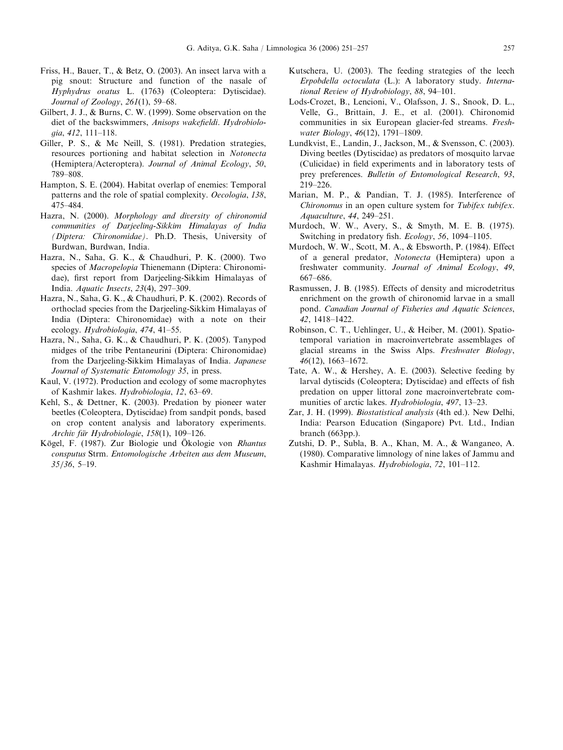Friss, H., Bauer, T., & Betz, O. (2003). An insect larva with a pig snout: Structure and function of the nasale of *Hyphydrus ovatus* L. (1763) (Coleoptera: Dytiscidae). *Journal of Zoology*, *261*(1), 59–68.

Gilbert, J. J., & Burns, C. W. (1999). Some observation on the diet of the backswimmers, *Anisops wakefieldi*. *Hydrobiologia*, *412*, 111–118.

Giller, P. S., & Mc Neill, S. (1981). Predation strategies, resources portioning and habitat selection in *Notonecta* (Hemiptera/Acteroptera). *Journal of Animal Ecology*, *50*, 789–808.

Hampton, S. E. (2004). Habitat overlap of enemies: Temporal patterns and the role of spatial complexity. *Oecologia*, *138*, 475–484.

Hazra, N. (2000). *Morphology and diversity of chironomid communities of Darjeeling-Sikkim Himalayas of India (Diptera: Chironomidae)*. Ph.D. Thesis, University of Burdwan, Burdwan, India.

Hazra, N., Saha, G. K., & Chaudhuri, P. K. (2000). Two species of *Macropelopia* Thienemann (Diptera: Chironomidae), first report from Darjeeling-Sikkim Himalayas of India. *Aquatic Insects*, *23*(4), 297–309.

Hazra, N., Saha, G. K., & Chaudhuri, P. K. (2002). Records of orthoclad species from the Darjeeling-Sikkim Himalayas of India (Diptera: Chironomidae) with a note on their ecology. *Hydrobiologia*, *474*, 41–55.

Hazra, N., Saha, G. K., & Chaudhuri, P. K. (2005). Tanypod midges of the tribe Pentaneurini (Diptera: Chironomidae) from the Darjeeling-Sikkim Himalayas of India. *Japanese Journal of Systematic Entomology 35*, in press.

Kaul, V. (1972). Production and ecology of some macrophytes of Kashmir lakes. *Hydrobiologia*, *12*, 63–69.

Kehl, S., & Dettner, K. (2003). Predation by pioneer water beetles (Coleoptera, Dytiscidae) from sandpit ponds, based on crop content analysis and laboratory experiments. *Archiv für Hydrobiologie*, *158*(1), 109–126.

Kögel, F. (1987). Zur Biologie und Ökologie von *Rhantus consputus* Strm. *Entomologische Arbeiten aus dem Museum*, *35/36*, 5–19.

Kutschera, U. (2003). The feeding strategies of the leech *Erpobdella octoculata* (L.): A laboratory study. *International Review of Hydrobiology*, *88*, 94–101.

Lods-Crozet, B., Lencioni, V., Olafsson, J. S., Snook, D. L., Velle, G., Brittain, J. E., et al. (2001). Chironomid communities in six European glacier-fed streams. *Freshwater Biology*, *46*(12), 1791–1809.

Lundkvist, E., Landin, J., Jackson, M., & Svensson, C. (2003). Diving beetles (Dytiscidae) as predators of mosquito larvae (Culicidae) in field experiments and in laboratory tests of prey preferences. *Bulletin of Entomological Research*, *93*, 219–226.

Marian, M. P., & Pandian, T. J. (1985). Interference of *Chironomus* in an open culture system for *Tubifex tubifex*. *Aquaculture*, *44*, 249–251.

Murdoch, W. W., Avery, S., & Smyth, M. E. B. (1975). Switching in predatory fish. *Ecology*, *56*, 1094–1105.

Murdoch, W. W., Scott, M. A., & Ebsworth, P. (1984). Effect of a general predator, *Notonecta* (Hemiptera) upon a freshwater community. *Journal of Animal Ecology*, *49*, 667–686.

Rasmussen, J. B. (1985). Effects of density and microdetritus enrichment on the growth of chironomid larvae in a small pond. *Canadian Journal of Fisheries and Aquatic Sciences*, *42*, 1418–1422.

Robinson, C. T., Uehlinger, U., & Heiber, M. (2001). Spatio-temporal variation in macroinvertebrate assemblages of glacial streams in the Swiss Alps. *Freshwater Biology*, *46*(12), 1663–1672.

Tate, A. W., & Hershey, A. E. (2003). Selective feeding by larval dytiscids (Coleoptera; Dytiscidae) and effects of fish predation on upper littoral zone macroinvertebrate communities of arctic lakes. *Hydrobiologia*, *497*, 13–23.

Zar, J. H. (1999). *Biostatistical analysis* (4th ed.). New Delhi, India: Pearson Education (Singapore) Pvt. Ltd., Indian branch (663pp.).

Zutshi, D. P., Subla, B. A., Khan, M. A., & Wanganeo, A. (1980). Comparative limnology of nine lakes of Jammu and Kashmir Himalayas. *Hydrobiologia*, *72*, 101–112.